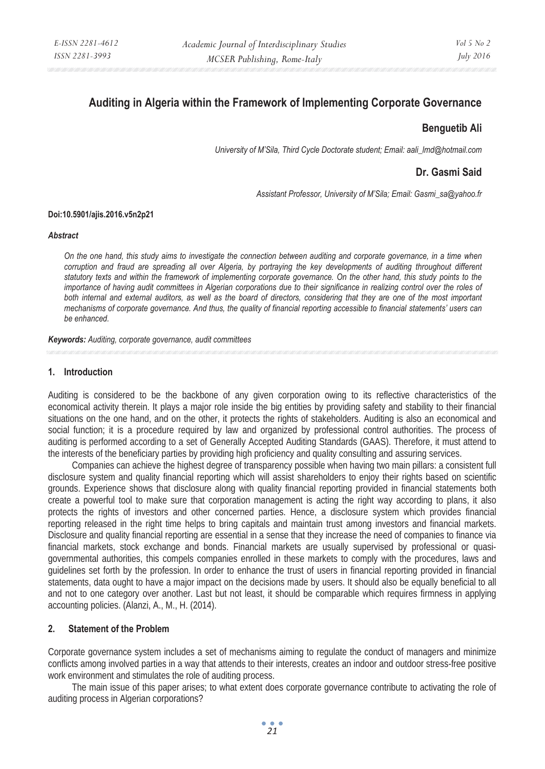# Auditing in Algeria within the Framework of Implementing Corporate Governance

**Benguetib Ali**

*University of M'Sila, Third Cycle Doctorate student; Email: aali_lmd@hotmail.com*

**Dr. Gasmi Said**

*Assistant Professor, University of M'Sila; Email: Gasmi_sa@yahoo.fr*

**Doi:10.5901/ajis.2016.v5n2p21**

***Abstract***

*On the one hand, this study aims to investigate the connection between auditing and corporate governance, in a time when corruption and fraud are spreading all over Algeria, by portraying the key developments of auditing throughout different statutory texts and within the framework of implementing corporate governance. On the other hand, this study points to the importance of having audit committees in Algerian corporations due to their significance in realizing control over the roles of both internal and external auditors, as well as the board of directors, considering that they are one of the most important mechanisms of corporate governance. And thus, the quality of financial reporting accessible to financial statements' users can be enhanced.*

***Keywords:*** *Auditing, corporate governance, audit committees*

## 1. Introduction

Auditing is considered to be the backbone of any given corporation owing to its reflective characteristics of the economical activity therein. It plays a major role inside the big entities by providing safety and stability to their financial situations on the one hand, and on the other, it protects the rights of stakeholders. Auditing is also an economical and social function; it is a procedure required by law and organized by professional control authorities. The process of auditing is performed according to a set of Generally Accepted Auditing Standards (GAAS). Therefore, it must attend to the interests of the beneficiary parties by providing high proficiency and quality consulting and assuring services.

Companies can achieve the highest degree of transparency possible when having two main pillars: a consistent full disclosure system and quality financial reporting which will assist shareholders to enjoy their rights based on scientific grounds. Experience shows that disclosure along with quality financial reporting provided in financial statements both create a powerful tool to make sure that corporation management is acting the right way according to plans, it also protects the rights of investors and other concerned parties. Hence, a disclosure system which provides financial reporting released in the right time helps to bring capitals and maintain trust among investors and financial markets. Disclosure and quality financial reporting are essential in a sense that they increase the need of companies to finance via financial markets, stock exchange and bonds. Financial markets are usually supervised by professional or quasi-governmental authorities, this compels companies enrolled in these markets to comply with the procedures, laws and guidelines set forth by the profession. In order to enhance the trust of users in financial reporting provided in financial statements, data ought to have a major impact on the decisions made by users. It should also be equally beneficial to all and not to one category over another. Last but not least, it should be comparable which requires firmness in applying accounting policies. (Alanzi, A., M., H. (2014).

## 2. Statement of the Problem

Corporate governance system includes a set of mechanisms aiming to regulate the conduct of managers and minimize conflicts among involved parties in a way that attends to their interests, creates an indoor and outdoor stress-free positive work environment and stimulates the role of auditing process.

The main issue of this paper arises; to what extent does corporate governance contribute to activating the role of auditing process in Algerian corporations?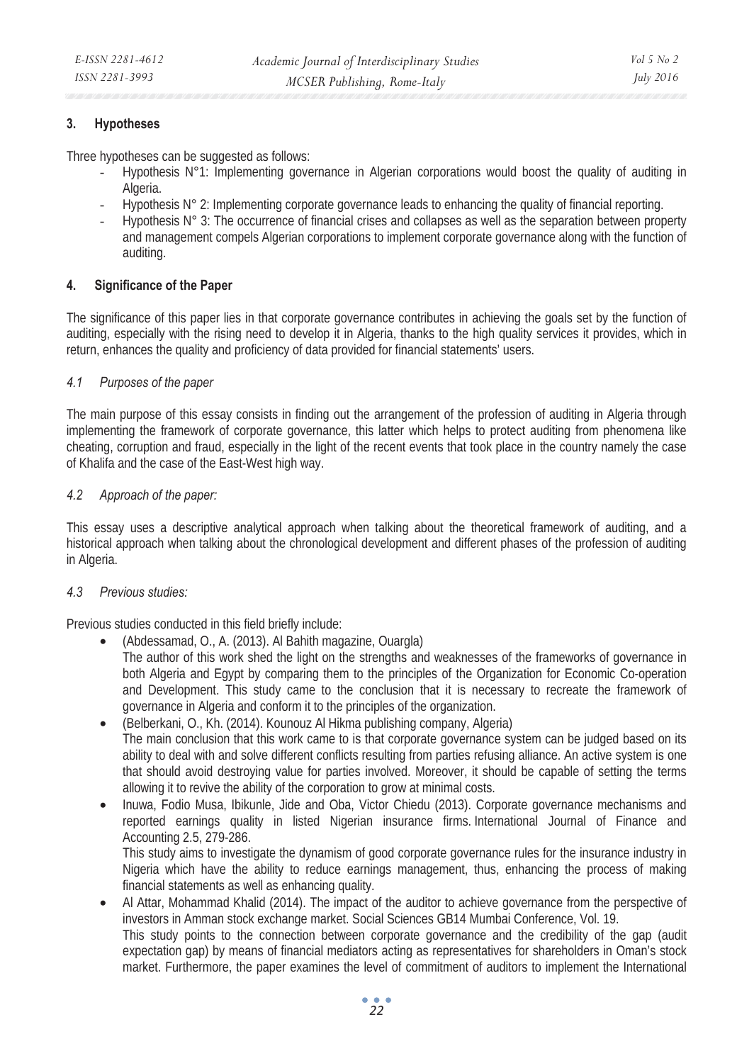## 3. Hypotheses

Three hypotheses can be suggested as follows:

- Hypothesis N°1: Implementing governance in Algerian corporations would boost the quality of auditing in Algeria.
- Hypothesis N° 2: Implementing corporate governance leads to enhancing the quality of financial reporting.
- Hypothesis N° 3: The occurrence of financial crises and collapses as well as the separation between property and management compels Algerian corporations to implement corporate governance along with the function of auditing.

## 4. Significance of the Paper

The significance of this paper lies in that corporate governance contributes in achieving the goals set by the function of auditing, especially with the rising need to develop it in Algeria, thanks to the high quality services it provides, which in return, enhances the quality and proficiency of data provided for financial statements' users.

### *4.1 Purposes of the paper*

The main purpose of this essay consists in finding out the arrangement of the profession of auditing in Algeria through implementing the framework of corporate governance, this latter which helps to protect auditing from phenomena like cheating, corruption and fraud, especially in the light of the recent events that took place in the country namely the case of Khalifa and the case of the East-West high way.

### *4.2 Approach of the paper:*

This essay uses a descriptive analytical approach when talking about the theoretical framework of auditing, and a historical approach when talking about the chronological development and different phases of the profession of auditing in Algeria.

### *4.3 Previous studies:*

Previous studies conducted in this field briefly include:

- (Abdessamad, O., A. (2013). Al Bahith magazine, Ouargla)
  The author of this work shed the light on the strengths and weaknesses of the frameworks of governance in both Algeria and Egypt by comparing them to the principles of the Organization for Economic Co-operation and Development. This study came to the conclusion that it is necessary to recreate the framework of governance in Algeria and conform it to the principles of the organization.
- (Belberkani, O., Kh. (2014). Kounouz Al Hikma publishing company, Algeria)
  The main conclusion that this work came to is that corporate governance system can be judged based on its ability to deal with and solve different conflicts resulting from parties refusing alliance. An active system is one that should avoid destroying value for parties involved. Moreover, it should be capable of setting the terms allowing it to revive the ability of the corporation to grow at minimal costs.
- Inuwa, Fodio Musa, Ibikunle, Jide and Oba, Victor Chiedu (2013). Corporate governance mechanisms and reported earnings quality in listed Nigerian insurance firms. International Journal of Finance and Accounting 2.5, 279-286.
  This study aims to investigate the dynamism of good corporate governance rules for the insurance industry in Nigeria which have the ability to reduce earnings management, thus, enhancing the process of making financial statements as well as enhancing quality.
- Al Attar, Mohammad Khalid (2014). The impact of the auditor to achieve governance from the perspective of investors in Amman stock exchange market. Social Sciences GB14 Mumbai Conference, Vol. 19.
  This study points to the connection between corporate governance and the credibility of the gap (audit expectation gap) by means of financial mediators acting as representatives for shareholders in Oman's stock market. Furthermore, the paper examines the level of commitment of auditors to implement the International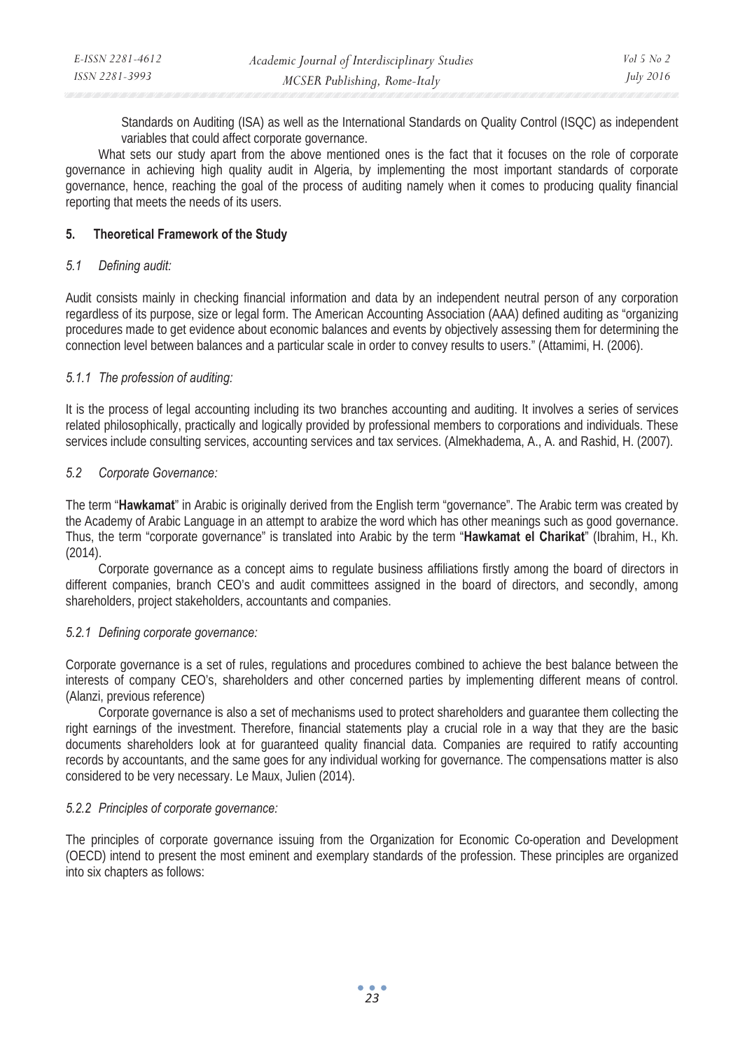Standards on Auditing (ISA) as well as the International Standards on Quality Control (ISQC) as independent variables that could affect corporate governance.

What sets our study apart from the above mentioned ones is the fact that it focuses on the role of corporate governance in achieving high quality audit in Algeria, by implementing the most important standards of corporate governance, hence, reaching the goal of the process of auditing namely when it comes to producing quality financial reporting that meets the needs of its users.

## 5. Theoretical Framework of the Study

### *5.1 Defining audit:*

Audit consists mainly in checking financial information and data by an independent neutral person of any corporation regardless of its purpose, size or legal form. The American Accounting Association (AAA) defined auditing as "organizing procedures made to get evidence about economic balances and events by objectively assessing them for determining the connection level between balances and a particular scale in order to convey results to users." (Attamimi, H. (2006).

#### *5.1.1 The profession of auditing:*

It is the process of legal accounting including its two branches accounting and auditing. It involves a series of services related philosophically, practically and logically provided by professional members to corporations and individuals. These services include consulting services, accounting services and tax services. (Almekhadema, A., A. and Rashid, H. (2007).

### *5.2 Corporate Governance:*

The term "**Hawkamat**" in Arabic is originally derived from the English term "governance". The Arabic term was created by the Academy of Arabic Language in an attempt to arabize the word which has other meanings such as good governance. Thus, the term "corporate governance" is translated into Arabic by the term "**Hawkamat el Charikat**" (Ibrahim, H., Kh. (2014).

Corporate governance as a concept aims to regulate business affiliations firstly among the board of directors in different companies, branch CEO's and audit committees assigned in the board of directors, and secondly, among shareholders, project stakeholders, accountants and companies.

#### *5.2.1 Defining corporate governance:*

Corporate governance is a set of rules, regulations and procedures combined to achieve the best balance between the interests of company CEO's, shareholders and other concerned parties by implementing different means of control. (Alanzi, previous reference)

Corporate governance is also a set of mechanisms used to protect shareholders and guarantee them collecting the right earnings of the investment. Therefore, financial statements play a crucial role in a way that they are the basic documents shareholders look at for guaranteed quality financial data. Companies are required to ratify accounting records by accountants, and the same goes for any individual working for governance. The compensations matter is also considered to be very necessary. Le Maux, Julien (2014).

#### *5.2.2 Principles of corporate governance:*

The principles of corporate governance issuing from the Organization for Economic Co-operation and Development (OECD) intend to present the most eminent and exemplary standards of the profession. These principles are organized into six chapters as follows: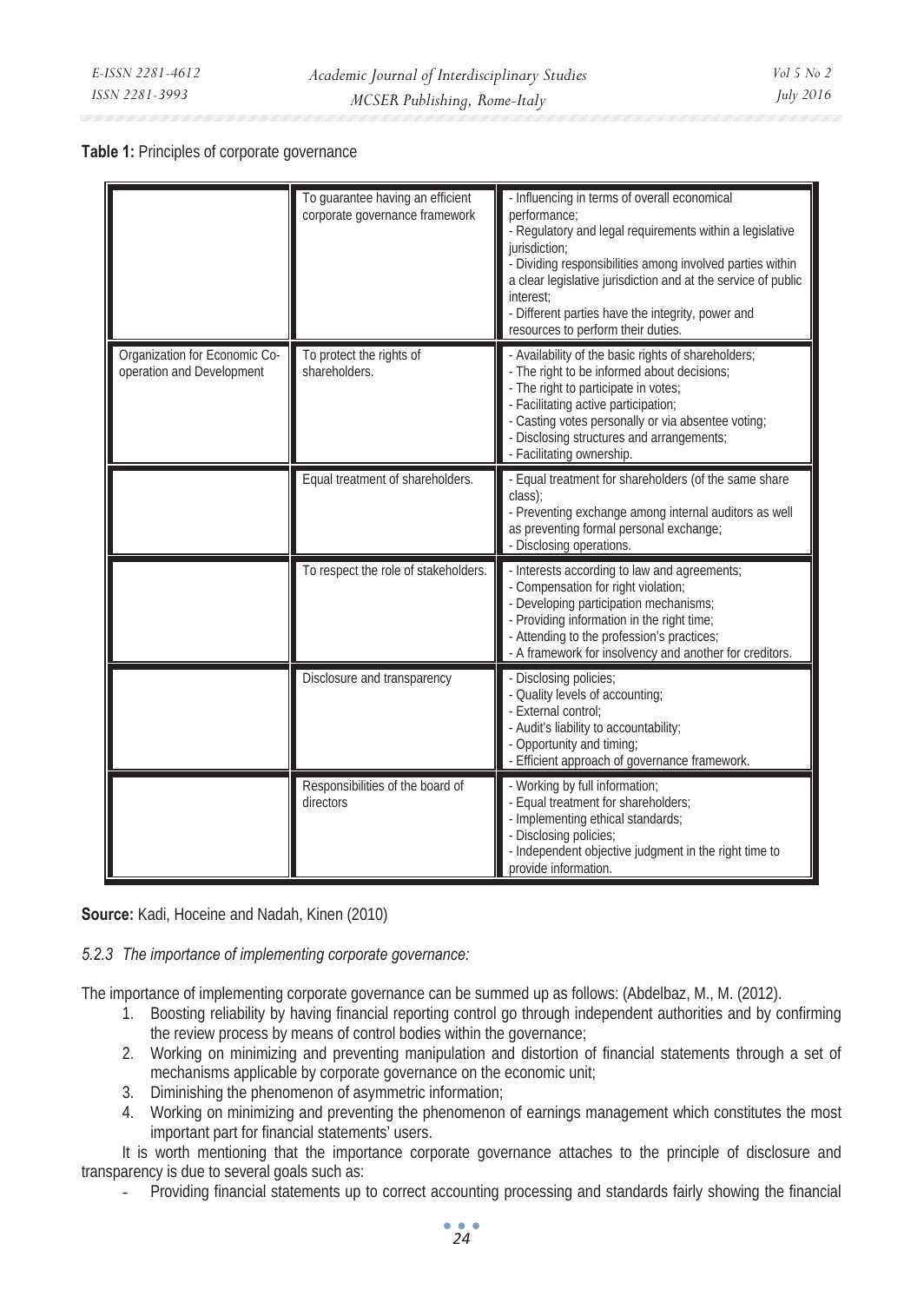**Table 1:** Principles of corporate governance

| | | |
|---|---|---|
| | To guarantee having an efficient corporate governance framework | - Influencing in terms of overall economical performance;<br>- Regulatory and legal requirements within a legislative jurisdiction;<br>- Dividing responsibilities among involved parties within a clear legislative jurisdiction and at the service of public interest;<br>- Different parties have the integrity, power and resources to perform their duties. |
| Organization for Economic Co-operation and Development | To protect the rights of shareholders. | - Availability of the basic rights of shareholders;<br>- The right to be informed about decisions;<br>- The right to participate in votes;<br>- Facilitating active participation;<br>- Casting votes personally or via absentee voting;<br>- Disclosing structures and arrangements;<br>- Facilitating ownership. |
| | Equal treatment of shareholders. | - Equal treatment for shareholders (of the same share class);<br>- Preventing exchange among internal auditors as well as preventing formal personal exchange;<br>- Disclosing operations. |
| | To respect the role of stakeholders. | - Interests according to law and agreements;<br>- Compensation for right violation;<br>- Developing participation mechanisms;<br>- Providing information in the right time;<br>- Attending to the profession's practices;<br>- A framework for insolvency and another for creditors. |
| | Disclosure and transparency | - Disclosing policies;<br>- Quality levels of accounting;<br>- External control;<br>- Audit's liability to accountability;<br>- Opportunity and timing;<br>- Efficient approach of governance framework. |
| | Responsibilities of the board of directors | - Working by full information;<br>- Equal treatment for shareholders;<br>- Implementing ethical standards;<br>- Disclosing policies;<br>- Independent objective judgment in the right time to provide information. |

**Source:** Kadi, Hoceine and Nadah, Kinen (2010)

*5.2.3 The importance of implementing corporate governance:*

The importance of implementing corporate governance can be summed up as follows: (Abdelbaz, M., M. (2012).

1. Boosting reliability by having financial reporting control go through independent authorities and by confirming the review process by means of control bodies within the governance;
2. Working on minimizing and preventing manipulation and distortion of financial statements through a set of mechanisms applicable by corporate governance on the economic unit;
3. Diminishing the phenomenon of asymmetric information;
4. Working on minimizing and preventing the phenomenon of earnings management which constitutes the most important part for financial statements' users.

It is worth mentioning that the importance corporate governance attaches to the principle of disclosure and transparency is due to several goals such as:

- Providing financial statements up to correct accounting processing and standards fairly showing the financial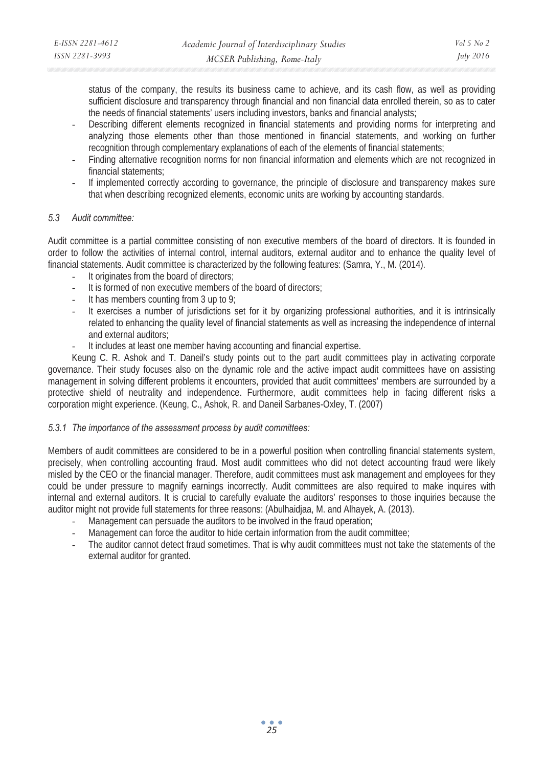status of the company, the results its business came to achieve, and its cash flow, as well as providing sufficient disclosure and transparency through financial and non financial data enrolled therein, so as to cater the needs of financial statements' users including investors, banks and financial analysts;

- Describing different elements recognized in financial statements and providing norms for interpreting and analyzing those elements other than those mentioned in financial statements, and working on further recognition through complementary explanations of each of the elements of financial statements;
- Finding alternative recognition norms for non financial information and elements which are not recognized in financial statements;
- If implemented correctly according to governance, the principle of disclosure and transparency makes sure that when describing recognized elements, economic units are working by accounting standards.

### *5.3 Audit committee:*

Audit committee is a partial committee consisting of non executive members of the board of directors. It is founded in order to follow the activities of internal control, internal auditors, external auditor and to enhance the quality level of financial statements. Audit committee is characterized by the following features: (Samra, Y., M. (2014).

- It originates from the board of directors;
- It is formed of non executive members of the board of directors;
- It has members counting from 3 up to 9;
- It exercises a number of jurisdictions set for it by organizing professional authorities, and it is intrinsically related to enhancing the quality level of financial statements as well as increasing the independence of internal and external auditors;
- It includes at least one member having accounting and financial expertise.

Keung C. R. Ashok and T. Daneil's study points out to the part audit committees play in activating corporate governance. Their study focuses also on the dynamic role and the active impact audit committees have on assisting management in solving different problems it encounters, provided that audit committees' members are surrounded by a protective shield of neutrality and independence. Furthermore, audit committees help in facing different risks a corporation might experience. (Keung, C., Ashok, R. and Daneil Sarbanes-Oxley, T. (2007)

#### *5.3.1 The importance of the assessment process by audit committees:*

Members of audit committees are considered to be in a powerful position when controlling financial statements system, precisely, when controlling accounting fraud. Most audit committees who did not detect accounting fraud were likely misled by the CEO or the financial manager. Therefore, audit committees must ask management and employees for they could be under pressure to magnify earnings incorrectly. Audit committees are also required to make inquires with internal and external auditors. It is crucial to carefully evaluate the auditors' responses to those inquiries because the auditor might not provide full statements for three reasons: (Abulhaidjaa, M. and Alhayek, A. (2013).

- Management can persuade the auditors to be involved in the fraud operation;
- Management can force the auditor to hide certain information from the audit committee;
- The auditor cannot detect fraud sometimes. That is why audit committees must not take the statements of the external auditor for granted.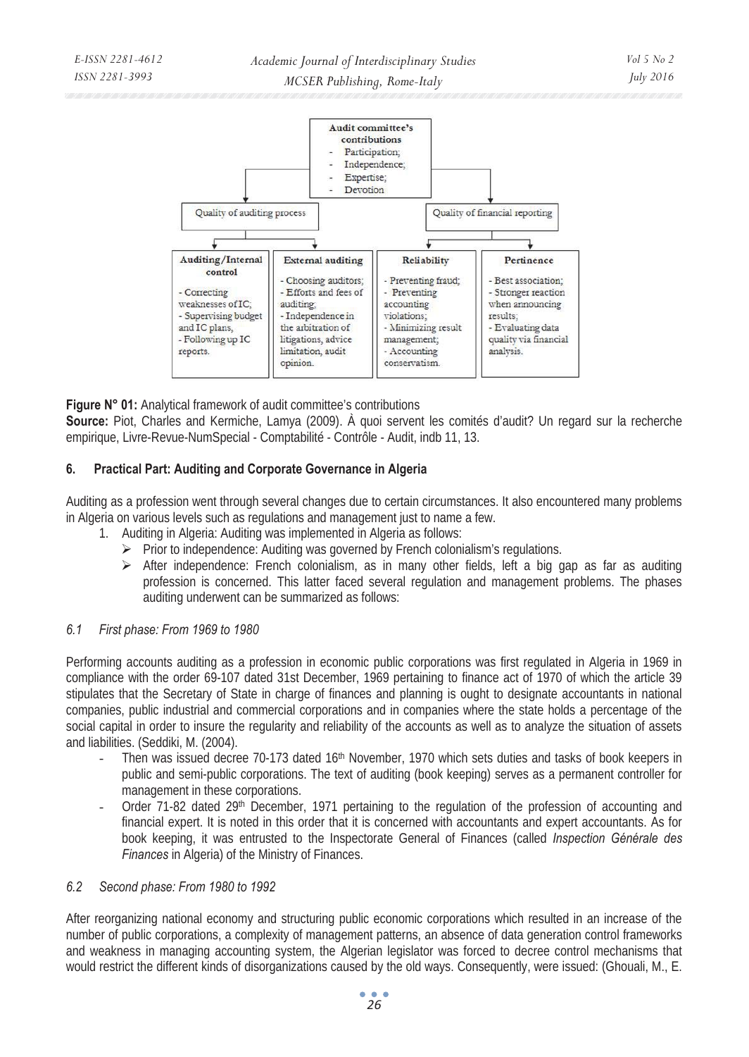**Audit committee's contributions**
- Participation;
- Independence;
- Expertise;
- Devotion

Quality of auditing process | Quality of financial reporting

| Auditing/Internal control | External auditing | Reliability | Pertinence |
|---|---|---|---|
| - Correcting weaknesses of IC; - Supervising budget and IC plans, - Following up IC reports. | - Choosing auditors; - Efforts and fees of auditing; - Independence in the arbitration of litigations, advice limitation, audit opinion. | - Preventing fraud; - Preventing accounting violations; - Minimizing result management; - Accounting conservatism. | - Best association; - Stronger reaction when announcing results; - Evaluating data quality via financial analysis. |

**Figure N° 01:** Analytical framework of audit committee's contributions

**Source:** Piot, Charles and Kermiche, Lamya (2009). À quoi servent les comités d'audit? Un regard sur la recherche empirique, Livre-Revue-NumSpecial - Comptabilité - Contrôle - Audit, indb 11, 13.

## 6. Practical Part: Auditing and Corporate Governance in Algeria

Auditing as a profession went through several changes due to certain circumstances. It also encountered many problems in Algeria on various levels such as regulations and management just to name a few.

1. Auditing in Algeria: Auditing was implemented in Algeria as follows:
   - Prior to independence: Auditing was governed by French colonialism's regulations.
   - After independence: French colonialism, as in many other fields, left a big gap as far as auditing profession is concerned. This latter faced several regulation and management problems. The phases auditing underwent can be summarized as follows:

### *6.1 First phase: From 1969 to 1980*

Performing accounts auditing as a profession in economic public corporations was first regulated in Algeria in 1969 in compliance with the order 69-107 dated 31st December, 1969 pertaining to finance act of 1970 of which the article 39 stipulates that the Secretary of State in charge of finances and planning is ought to designate accountants in national companies, public industrial and commercial corporations and in companies where the state holds a percentage of the social capital in order to insure the regularity and reliability of the accounts as well as to analyze the situation of assets and liabilities. (Seddiki, M. (2004).

- Then was issued decree 70-173 dated 16th November, 1970 which sets duties and tasks of book keepers in public and semi-public corporations. The text of auditing (book keeping) serves as a permanent controller for management in these corporations.
- Order 71-82 dated 29th December, 1971 pertaining to the regulation of the profession of accounting and financial expert. It is noted in this order that it is concerned with accountants and expert accountants. As for book keeping, it was entrusted to the Inspectorate General of Finances (called *Inspection Générale des Finances* in Algeria) of the Ministry of Finances.

### *6.2 Second phase: From 1980 to 1992*

After reorganizing national economy and structuring public economic corporations which resulted in an increase of the number of public corporations, a complexity of management patterns, an absence of data generation control frameworks and weakness in managing accounting system, the Algerian legislator was forced to decree control mechanisms that would restrict the different kinds of disorganizations caused by the old ways. Consequently, were issued: (Ghouali, M., E.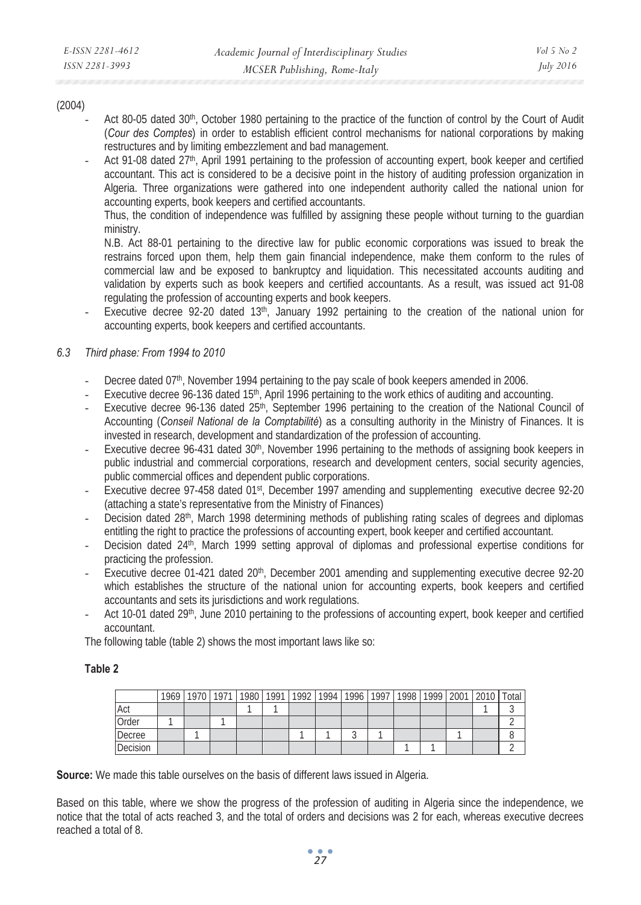(2004)

- Act 80-05 dated 30th, October 1980 pertaining to the practice of the function of control by the Court of Audit (*Cour des Comptes*) in order to establish efficient control mechanisms for national corporations by making restructures and by limiting embezzlement and bad management.
- Act 91-08 dated 27th, April 1991 pertaining to the profession of accounting expert, book keeper and certified accountant. This act is considered to be a decisive point in the history of auditing profession organization in Algeria. Three organizations were gathered into one independent authority called the national union for accounting experts, book keepers and certified accountants.

  Thus, the condition of independence was fulfilled by assigning these people without turning to the guardian ministry.

  N.B. Act 88-01 pertaining to the directive law for public economic corporations was issued to break the restrains forced upon them, help them gain financial independence, make them conform to the rules of commercial law and be exposed to bankruptcy and liquidation. This necessitated accounts auditing and validation by experts such as book keepers and certified accountants. As a result, was issued act 91-08 regulating the profession of accounting experts and book keepers.
- Executive decree 92-20 dated 13th, January 1992 pertaining to the creation of the national union for accounting experts, book keepers and certified accountants.

### 6.3 Third phase: From 1994 to 2010

- Decree dated 07th, November 1994 pertaining to the pay scale of book keepers amended in 2006.
- Executive decree 96-136 dated 15th, April 1996 pertaining to the work ethics of auditing and accounting.
- Executive decree 96-136 dated 25th, September 1996 pertaining to the creation of the National Council of Accounting (*Conseil National de la Comptabilité*) as a consulting authority in the Ministry of Finances. It is invested in research, development and standardization of the profession of accounting.
- Executive decree 96-431 dated 30th, November 1996 pertaining to the methods of assigning book keepers in public industrial and commercial corporations, research and development centers, social security agencies, public commercial offices and dependent public corporations.
- Executive decree 97-458 dated 01st, December 1997 amending and supplementing executive decree 92-20 (attaching a state's representative from the Ministry of Finances)
- Decision dated 28th, March 1998 determining methods of publishing rating scales of degrees and diplomas entitling the right to practice the professions of accounting expert, book keeper and certified accountant.
- Decision dated 24th, March 1999 setting approval of diplomas and professional expertise conditions for practicing the profession.
- Executive decree 01-421 dated 20th, December 2001 amending and supplementing executive decree 92-20 which establishes the structure of the national union for accounting experts, book keepers and certified accountants and sets its jurisdictions and work regulations.
- Act 10-01 dated 29th, June 2010 pertaining to the professions of accounting expert, book keeper and certified accountant.

The following table (table 2) shows the most important laws like so:

**Table 2**

| | 1969 | 1970 | 1971 | 1980 | 1991 | 1992 | 1994 | 1996 | 1997 | 1998 | 1999 | 2001 | 2010 | Total |
|---|---|---|---|---|---|---|---|---|---|---|---|---|---|---|
| Act | | | | 1 | 1 | | | | | | | | 1 | 3 |
| Order | 1 | | 1 | | | | | | | | | | | 2 |
| Decree | | 1 | | | | 1 | 1 | 3 | 1 | | | 1 | | 8 |
| Decision | | | | | | | | | | 1 | 1 | | | 2 |

**Source:** We made this table ourselves on the basis of different laws issued in Algeria.

Based on this table, where we show the progress of the profession of auditing in Algeria since the independence, we notice that the total of acts reached 3, and the total of orders and decisions was 2 for each, whereas executive decrees reached a total of 8.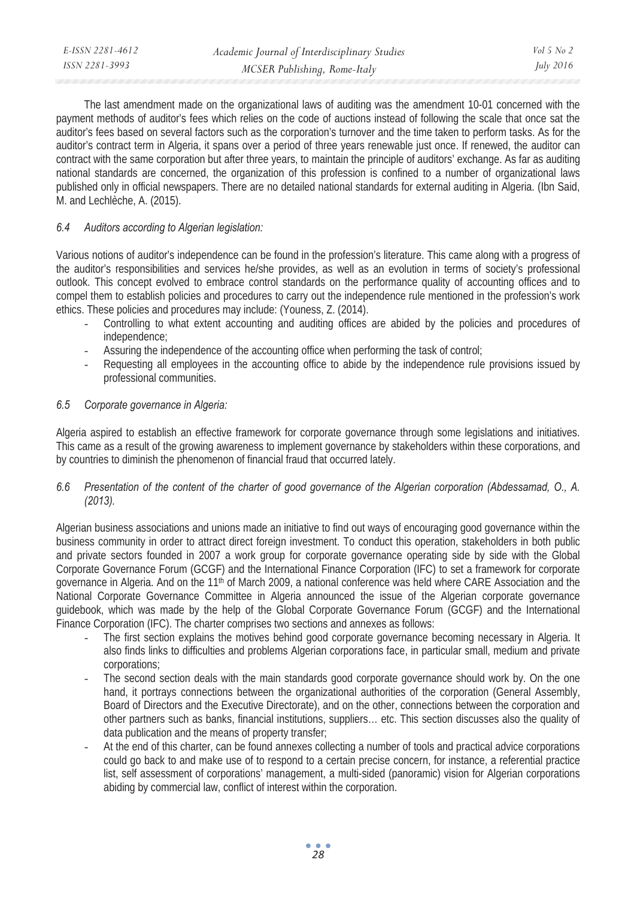The last amendment made on the organizational laws of auditing was the amendment 10-01 concerned with the payment methods of auditor's fees which relies on the code of auctions instead of following the scale that once sat the auditor's fees based on several factors such as the corporation's turnover and the time taken to perform tasks. As for the auditor's contract term in Algeria, it spans over a period of three years renewable just once. If renewed, the auditor can contract with the same corporation but after three years, to maintain the principle of auditors' exchange. As far as auditing national standards are concerned, the organization of this profession is confined to a number of organizational laws published only in official newspapers. There are no detailed national standards for external auditing in Algeria. (Ibn Said, M. and Lechlèche, A. (2015).

### *6.4 Auditors according to Algerian legislation:*

Various notions of auditor's independence can be found in the profession's literature. This came along with a progress of the auditor's responsibilities and services he/she provides, as well as an evolution in terms of society's professional outlook. This concept evolved to embrace control standards on the performance quality of accounting offices and to compel them to establish policies and procedures to carry out the independence rule mentioned in the profession's work ethics. These policies and procedures may include: (Youness, Z. (2014).

- Controlling to what extent accounting and auditing offices are abided by the policies and procedures of independence;
- Assuring the independence of the accounting office when performing the task of control;
- Requesting all employees in the accounting office to abide by the independence rule provisions issued by professional communities.

### *6.5 Corporate governance in Algeria:*

Algeria aspired to establish an effective framework for corporate governance through some legislations and initiatives. This came as a result of the growing awareness to implement governance by stakeholders within these corporations, and by countries to diminish the phenomenon of financial fraud that occurred lately.

### *6.6 Presentation of the content of the charter of good governance of the Algerian corporation (Abdessamad, O., A. (2013).*

Algerian business associations and unions made an initiative to find out ways of encouraging good governance within the business community in order to attract direct foreign investment. To conduct this operation, stakeholders in both public and private sectors founded in 2007 a work group for corporate governance operating side by side with the Global Corporate Governance Forum (GCGF) and the International Finance Corporation (IFC) to set a framework for corporate governance in Algeria. And on the 11th of March 2009, a national conference was held where CARE Association and the National Corporate Governance Committee in Algeria announced the issue of the Algerian corporate governance guidebook, which was made by the help of the Global Corporate Governance Forum (GCGF) and the International Finance Corporation (IFC). The charter comprises two sections and annexes as follows:

- The first section explains the motives behind good corporate governance becoming necessary in Algeria. It also finds links to difficulties and problems Algerian corporations face, in particular small, medium and private corporations;
- The second section deals with the main standards good corporate governance should work by. On the one hand, it portrays connections between the organizational authorities of the corporation (General Assembly, Board of Directors and the Executive Directorate), and on the other, connections between the corporation and other partners such as banks, financial institutions, suppliers… etc. This section discusses also the quality of data publication and the means of property transfer;
- At the end of this charter, can be found annexes collecting a number of tools and practical advice corporations could go back to and make use of to respond to a certain precise concern, for instance, a referential practice list, self assessment of corporations' management, a multi-sided (panoramic) vision for Algerian corporations abiding by commercial law, conflict of interest within the corporation.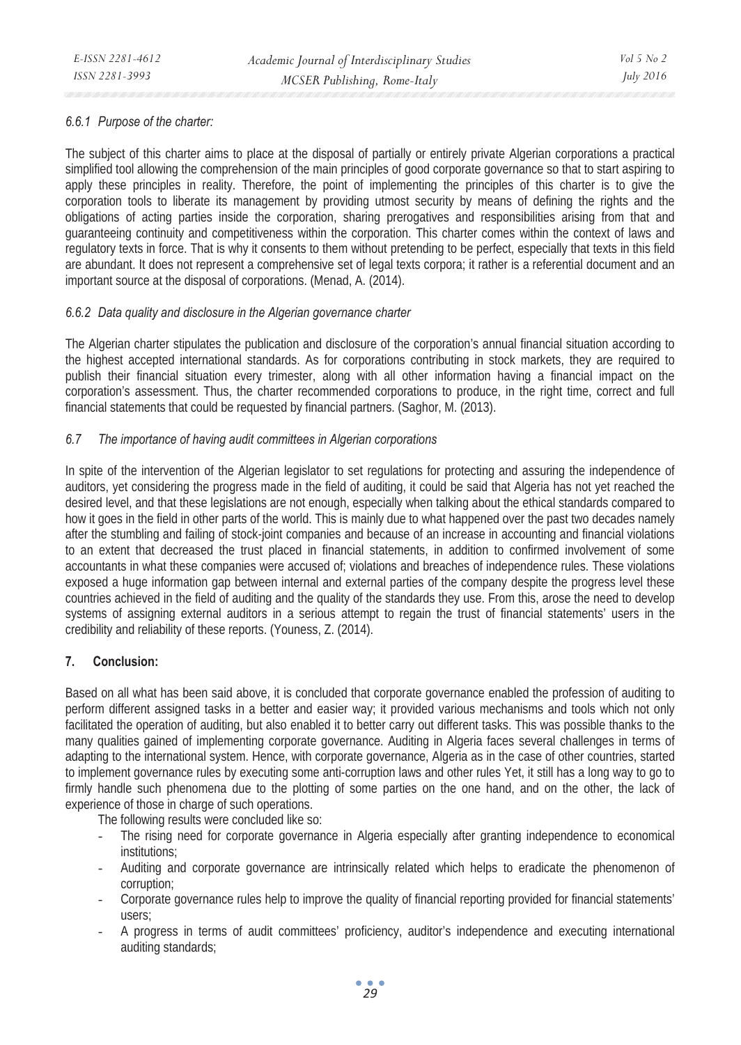#### *6.6.1 Purpose of the charter:*

The subject of this charter aims to place at the disposal of partially or entirely private Algerian corporations a practical simplified tool allowing the comprehension of the main principles of good corporate governance so that to start aspiring to apply these principles in reality. Therefore, the point of implementing the principles of this charter is to give the corporation tools to liberate its management by providing utmost security by means of defining the rights and the obligations of acting parties inside the corporation, sharing prerogatives and responsibilities arising from that and guaranteeing continuity and competitiveness within the corporation. This charter comes within the context of laws and regulatory texts in force. That is why it consents to them without pretending to be perfect, especially that texts in this field are abundant. It does not represent a comprehensive set of legal texts corpora; it rather is a referential document and an important source at the disposal of corporations. (Menad, A. (2014).

#### *6.6.2 Data quality and disclosure in the Algerian governance charter*

The Algerian charter stipulates the publication and disclosure of the corporation's annual financial situation according to the highest accepted international standards. As for corporations contributing in stock markets, they are required to publish their financial situation every trimester, along with all other information having a financial impact on the corporation's assessment. Thus, the charter recommended corporations to produce, in the right time, correct and full financial statements that could be requested by financial partners. (Saghor, M. (2013).

### *6.7 The importance of having audit committees in Algerian corporations*

In spite of the intervention of the Algerian legislator to set regulations for protecting and assuring the independence of auditors, yet considering the progress made in the field of auditing, it could be said that Algeria has not yet reached the desired level, and that these legislations are not enough, especially when talking about the ethical standards compared to how it goes in the field in other parts of the world. This is mainly due to what happened over the past two decades namely after the stumbling and failing of stock-joint companies and because of an increase in accounting and financial violations to an extent that decreased the trust placed in financial statements, in addition to confirmed involvement of some accountants in what these companies were accused of; violations and breaches of independence rules. These violations exposed a huge information gap between internal and external parties of the company despite the progress level these countries achieved in the field of auditing and the quality of the standards they use. From this, arose the need to develop systems of assigning external auditors in a serious attempt to regain the trust of financial statements' users in the credibility and reliability of these reports. (Youness, Z. (2014).

## 7. Conclusion:

Based on all what has been said above, it is concluded that corporate governance enabled the profession of auditing to perform different assigned tasks in a better and easier way; it provided various mechanisms and tools which not only facilitated the operation of auditing, but also enabled it to better carry out different tasks. This was possible thanks to the many qualities gained of implementing corporate governance. Auditing in Algeria faces several challenges in terms of adapting to the international system. Hence, with corporate governance, Algeria as in the case of other countries, started to implement governance rules by executing some anti-corruption laws and other rules Yet, it still has a long way to go to firmly handle such phenomena due to the plotting of some parties on the one hand, and on the other, the lack of experience of those in charge of such operations.

The following results were concluded like so:

- The rising need for corporate governance in Algeria especially after granting independence to economical institutions;
- Auditing and corporate governance are intrinsically related which helps to eradicate the phenomenon of corruption;
- Corporate governance rules help to improve the quality of financial reporting provided for financial statements' users;
- A progress in terms of audit committees' proficiency, auditor's independence and executing international auditing standards;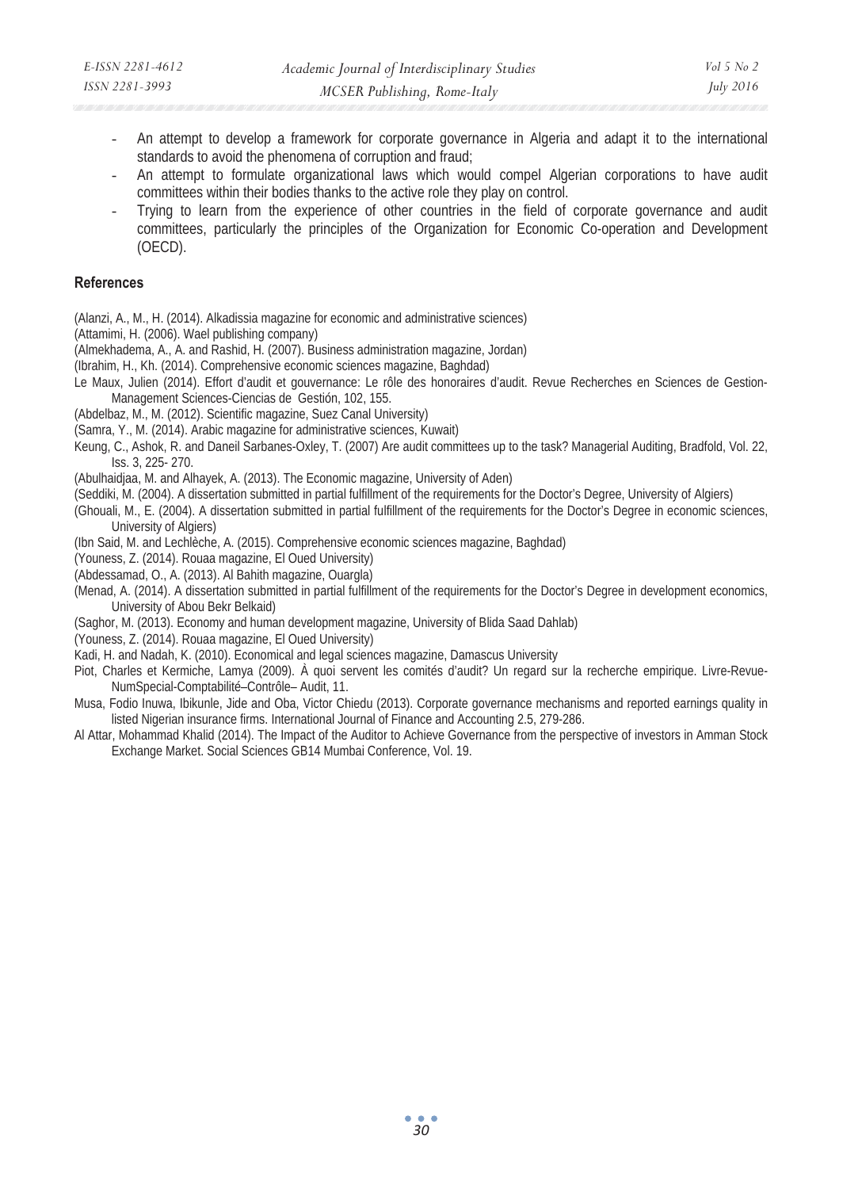- An attempt to develop a framework for corporate governance in Algeria and adapt it to the international standards to avoid the phenomena of corruption and fraud;
- An attempt to formulate organizational laws which would compel Algerian corporations to have audit committees within their bodies thanks to the active role they play on control.
- Trying to learn from the experience of other countries in the field of corporate governance and audit committees, particularly the principles of the Organization for Economic Co-operation and Development (OECD).

## References

(Alanzi, A., M., H. (2014). Alkadissia magazine for economic and administrative sciences)

(Attamimi, H. (2006). Wael publishing company)

(Almekhadema, A., A. and Rashid, H. (2007). Business administration magazine, Jordan)

(Ibrahim, H., Kh. (2014). Comprehensive economic sciences magazine, Baghdad)

Le Maux, Julien (2014). Effort d'audit et gouvernance: Le rôle des honoraires d'audit. Revue Recherches en Sciences de Gestion-Management Sciences-Ciencias de Gestión, 102, 155.

(Abdelbaz, M., M. (2012). Scientific magazine, Suez Canal University)

(Samra, Y., M. (2014). Arabic magazine for administrative sciences, Kuwait)

Keung, C., Ashok, R. and Daneil Sarbanes-Oxley, T. (2007) Are audit committees up to the task? Managerial Auditing, Bradfold, Vol. 22, Iss. 3, 225- 270.

(Abulhaidjaa, M. and Alhayek, A. (2013). The Economic magazine, University of Aden)

(Seddiki, M. (2004). A dissertation submitted in partial fulfillment of the requirements for the Doctor's Degree, University of Algiers)

(Ghouali, M., E. (2004). A dissertation submitted in partial fulfillment of the requirements for the Doctor's Degree in economic sciences, University of Algiers)

(Ibn Said, M. and Lechlèche, A. (2015). Comprehensive economic sciences magazine, Baghdad)

(Youness, Z. (2014). Rouaa magazine, El Oued University)

(Abdessamad, O., A. (2013). Al Bahith magazine, Ouargla)

(Menad, A. (2014). A dissertation submitted in partial fulfillment of the requirements for the Doctor's Degree in development economics, University of Abou Bekr Belkaid)

(Saghor, M. (2013). Economy and human development magazine, University of Blida Saad Dahlab)

(Youness, Z. (2014). Rouaa magazine, El Oued University)

Kadi, H. and Nadah, K. (2010). Economical and legal sciences magazine, Damascus University

Piot, Charles et Kermiche, Lamya (2009). À quoi servent les comités d'audit? Un regard sur la recherche empirique. Livre-Revue-NumSpecial-Comptabilité–Contrôle– Audit, 11.

Musa, Fodio Inuwa, Ibikunle, Jide and Oba, Victor Chiedu (2013). Corporate governance mechanisms and reported earnings quality in listed Nigerian insurance firms. International Journal of Finance and Accounting 2.5, 279-286.

Al Attar, Mohammad Khalid (2014). The Impact of the Auditor to Achieve Governance from the perspective of investors in Amman Stock Exchange Market. Social Sciences GB14 Mumbai Conference, Vol. 19.